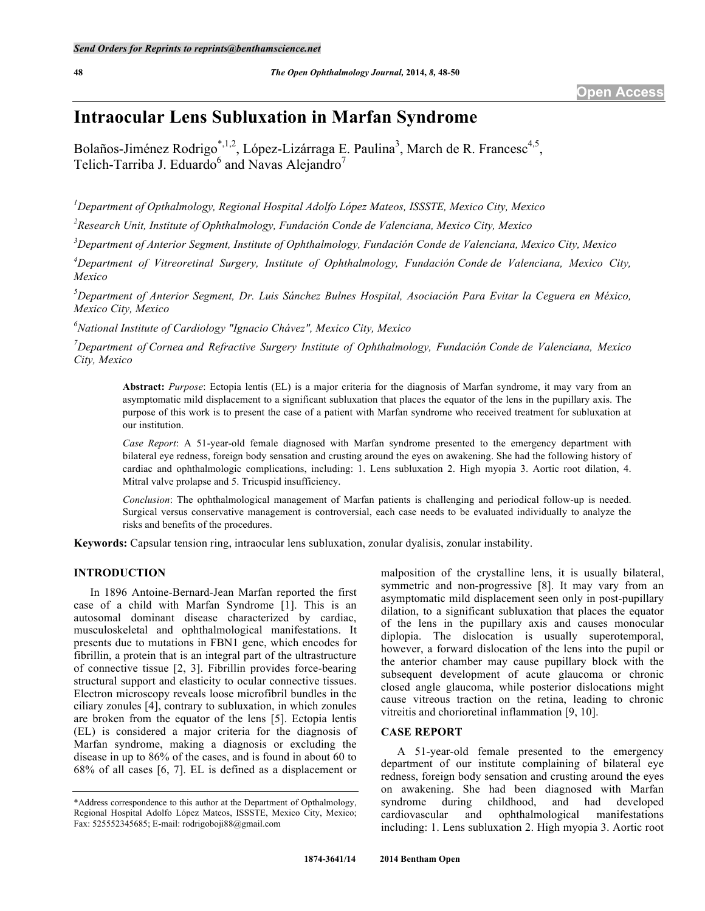Send Orders for Reprints to reprints@benthamscience.net

Open Access

# Intraocular Lens Subluxation in Marfan Syndrome

Bolaños-Jiménez Rodrigo[*,1,2], López-Lizárraga E. Paulina[3], March de R. Francesc[4,5], Telich-Tarriba J. Eduardo[6] and Navas Alejandro[7]

[1]Department of Opthalmology, Regional Hospital Adolfo López Mateos, ISSSTE, Mexico City, Mexico

[2]Research Unit, Institute of Ophthalmology, Fundación Conde de Valenciana, Mexico City, Mexico

[3]Department of Anterior Segment, Institute of Ophthalmology, Fundación Conde de Valenciana, Mexico City, Mexico

[4]Department of Vitreoretinal Surgery, Institute of Ophthalmology, Fundación Conde de Valenciana, Mexico City, Mexico

[5]Department of Anterior Segment, Dr. Luis Sánchez Bulnes Hospital, Asociación Para Evitar la Ceguera en México, Mexico City, Mexico

[6]National Institute of Cardiology "Ignacio Chávez", Mexico City, Mexico

[7]Department of Cornea and Refractive Surgery Institute of Ophthalmology, Fundación Conde de Valenciana, Mexico City, Mexico

**Abstract:** *Purpose*: Ectopia lentis (EL) is a major criteria for the diagnosis of Marfan syndrome, it may vary from an asymptomatic mild displacement to a significant subluxation that places the equator of the lens in the pupillary axis. The purpose of this work is to present the case of a patient with Marfan syndrome who received treatment for subluxation at our institution.

*Case Report*: A 51-year-old female diagnosed with Marfan syndrome presented to the emergency department with bilateral eye redness, foreign body sensation and crusting around the eyes on awakening. She had the following history of cardiac and ophthalmologic complications, including: 1. Lens subluxation 2. High myopia 3. Aortic root dilation, 4. Mitral valve prolapse and 5. Tricuspid insufficiency.

*Conclusion*: The ophthalmological management of Marfan patients is challenging and periodical follow-up is needed. Surgical versus conservative management is controversial, each case needs to be evaluated individually to analyze the risks and benefits of the procedures.

**Keywords:** Capsular tension ring, intraocular lens subluxation, zonular dyalisis, zonular instability.

## INTRODUCTION

In 1896 Antoine-Bernard-Jean Marfan reported the first case of a child with Marfan Syndrome [1]. This is an autosomal dominant disease characterized by cardiac, musculoskeletal and ophthalmological manifestations. It presents due to mutations in FBN1 gene, which encodes for fibrillin, a protein that is an integral part of the ultrastructure of connective tissue [2, 3]. Fibrillin provides force-bearing structural support and elasticity to ocular connective tissues. Electron microscopy reveals loose microfibril bundles in the ciliary zonules [4], contrary to subluxation, in which zonules are broken from the equator of the lens [5]. Ectopia lentis (EL) is considered a major criteria for the diagnosis of Marfan syndrome, making a diagnosis or excluding the disease in up to 86% of the cases, and is found in about 60 to 68% of all cases [6, 7]. EL is defined as a displacement or malposition of the crystalline lens, it is usually bilateral, symmetric and non-progressive [8]. It may vary from an asymptomatic mild displacement seen only in post-pupillary dilation, to a significant subluxation that places the equator of the lens in the pupillary axis and causes monocular diplopia. The dislocation is usually superotemporal, however, a forward dislocation of the lens into the pupil or the anterior chamber may cause pupillary block with the subsequent development of acute glaucoma or chronic closed angle glaucoma, while posterior dislocations might cause vitreous traction on the retina, leading to chronic vitreitis and chorioretinal inflammation [9, 10].

## CASE REPORT

A 51-year-old female presented to the emergency department of our institute complaining of bilateral eye redness, foreign body sensation and crusting around the eyes on awakening. She had been diagnosed with Marfan syndrome during childhood, and had developed cardiovascular and ophthalmological manifestations including: 1. Lens subluxation 2. High myopia 3. Aortic root

*Address correspondence to this author at the Department of Opthalmology, Regional Hospital Adolfo López Mateos, ISSSTE, Mexico City, Mexico; Fax: 525552345685; E-mail: rodrigoboji88@gmail.com

1874-3641/14 2014 Bentham Open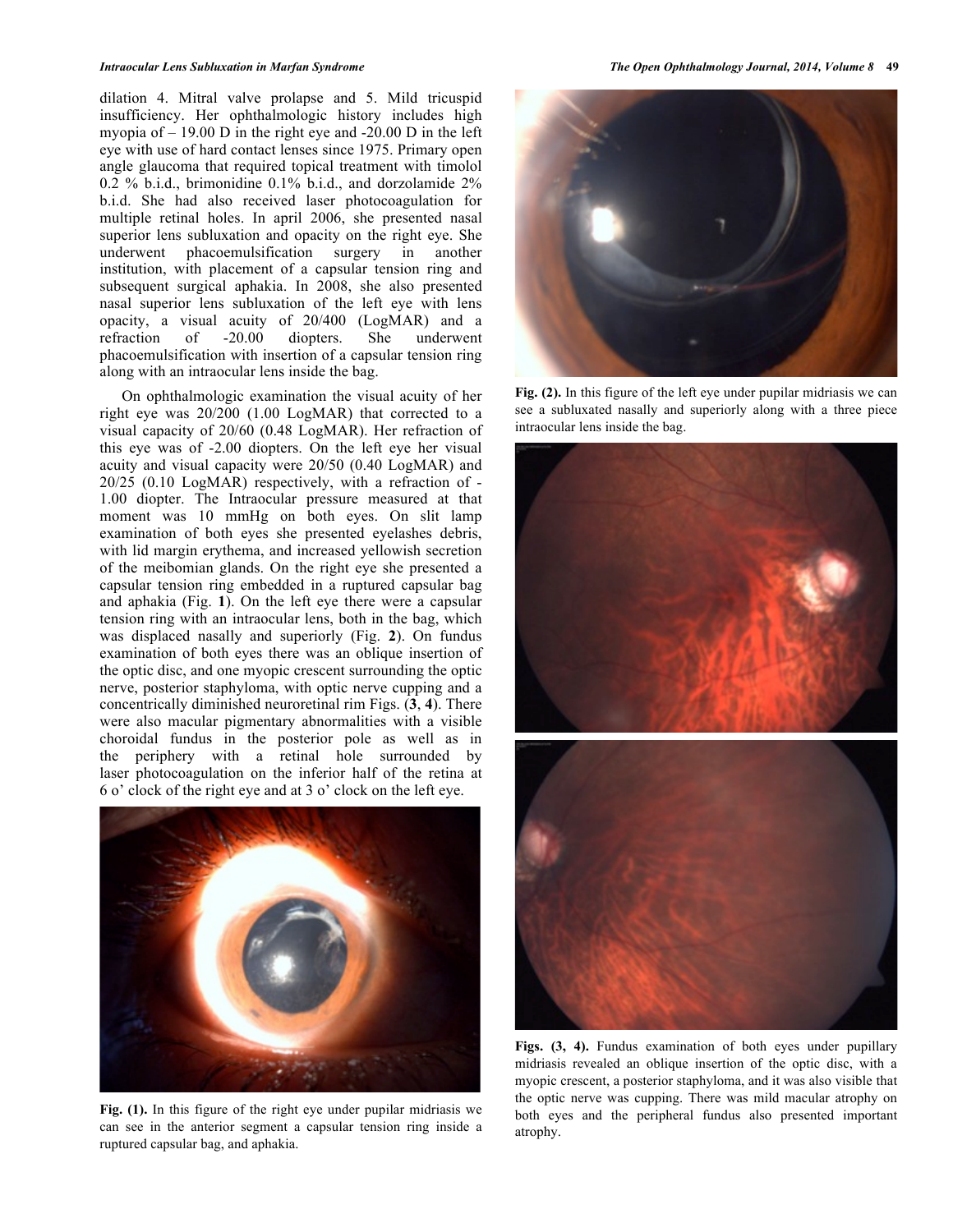dilation 4. Mitral valve prolapse and 5. Mild tricuspid insufficiency. Her ophthalmologic history includes high myopia of – 19.00 D in the right eye and -20.00 D in the left eye with use of hard contact lenses since 1975. Primary open angle glaucoma that required topical treatment with timolol 0.2 % b.i.d., brimonidine 0.1% b.i.d., and dorzolamide 2% b.i.d. She had also received laser photocoagulation for multiple retinal holes. In april 2006, she presented nasal superior lens subluxation and opacity on the right eye. She underwent phacoemulsification surgery in another institution, with placement of a capsular tension ring and subsequent surgical aphakia. In 2008, she also presented nasal superior lens subluxation of the left eye with lens opacity, a visual acuity of 20/400 (LogMAR) and a refraction of -20.00 diopters. She underwent phacoemulsification with insertion of a capsular tension ring along with an intraocular lens inside the bag.

On ophthalmologic examination the visual acuity of her right eye was 20/200 (1.00 LogMAR) that corrected to a visual capacity of 20/60 (0.48 LogMAR). Her refraction of this eye was of -2.00 diopters. On the left eye her visual acuity and visual capacity were 20/50 (0.40 LogMAR) and 20/25 (0.10 LogMAR) respectively, with a refraction of -1.00 diopter. The Intraocular pressure measured at that moment was 10 mmHg on both eyes. On slit lamp examination of both eyes she presented eyelashes debris, with lid margin erythema, and increased yellowish secretion of the meibomian glands. On the right eye she presented a capsular tension ring embedded in a ruptured capsular bag and aphakia (Fig. **1**). On the left eye there were a capsular tension ring with an intraocular lens, both in the bag, which was displaced nasally and superiorly (Fig. **2**). On fundus examination of both eyes there was an oblique insertion of the optic disc, and one myopic crescent surrounding the optic nerve, posterior staphyloma, with optic nerve cupping and a concentrically diminished neuroretinal rim Figs. (**3**, **4**). There were also macular pigmentary abnormalities with a visible choroidal fundus in the posterior pole as well as in the periphery with a retinal hole surrounded by laser photocoagulation on the inferior half of the retina at 6 o' clock of the right eye and at 3 o' clock on the left eye.

**Fig. (1).** In this figure of the right eye under pupilar midriasis we can see in the anterior segment a capsular tension ring inside a ruptured capsular bag, and aphakia.

**Fig. (2).** In this figure of the left eye under pupilar midriasis we can see a subluxated nasally and superiorly along with a three piece intraocular lens inside the bag.

**Figs. (3, 4).** Fundus examination of both eyes under pupillary midriasis revealed an oblique insertion of the optic disc, with a myopic crescent, a posterior staphyloma, and it was also visible that the optic nerve was cupping. There was mild macular atrophy on both eyes and the peripheral fundus also presented important atrophy.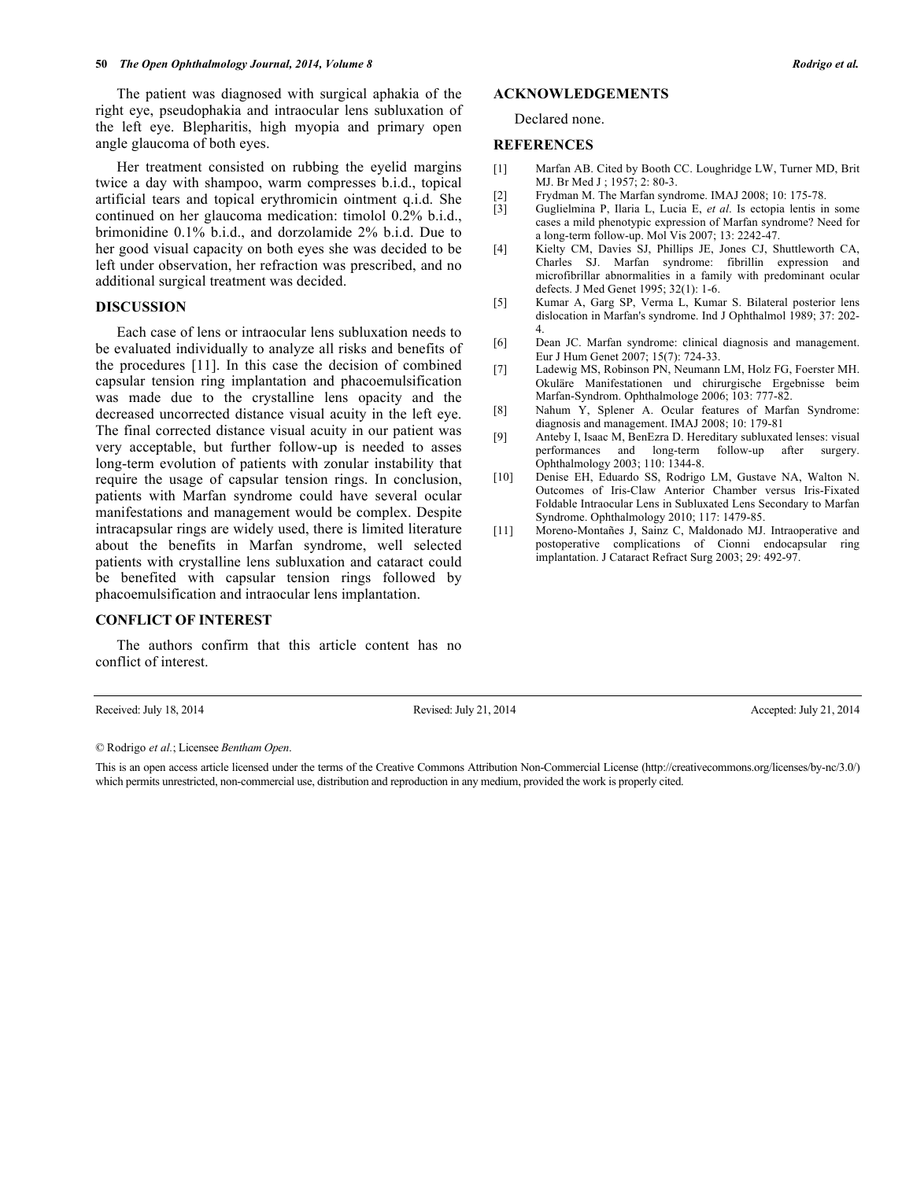The patient was diagnosed with surgical aphakia of the right eye, pseudophakia and intraocular lens subluxation of the left eye. Blepharitis, high myopia and primary open angle glaucoma of both eyes.

Her treatment consisted on rubbing the eyelid margins twice a day with shampoo, warm compresses b.i.d., topical artificial tears and topical erythromicin ointment q.i.d. She continued on her glaucoma medication: timolol 0.2% b.i.d., brimonidine 0.1% b.i.d., and dorzolamide 2% b.i.d. Due to her good visual capacity on both eyes she was decided to be left under observation, her refraction was prescribed, and no additional surgical treatment was decided.

## DISCUSSION

Each case of lens or intraocular lens subluxation needs to be evaluated individually to analyze all risks and benefits of the procedures [11]. In this case the decision of combined capsular tension ring implantation and phacoemulsification was made due to the crystalline lens opacity and the decreased uncorrected distance visual acuity in the left eye. The final corrected distance visual acuity in our patient was very acceptable, but further follow-up is needed to asses long-term evolution of patients with zonular instability that require the usage of capsular tension rings. In conclusion, patients with Marfan syndrome could have several ocular manifestations and management would be complex. Despite intracapsular rings are widely used, there is limited literature about the benefits in Marfan syndrome, well selected patients with crystalline lens subluxation and cataract could be benefited with capsular tension rings followed by phacoemulsification and intraocular lens implantation.

## CONFLICT OF INTEREST

The authors confirm that this article content has no conflict of interest.

## ACKNOWLEDGEMENTS

Declared none.

## REFERENCES

[1] Marfan AB. Cited by Booth CC. Loughridge LW, Turner MD, Brit MJ. Br Med J ; 1957; 2: 80-3.

[2] Frydman M. The Marfan syndrome. IMAJ 2008; 10: 175-78.

[3] Guglielmina P, Ilaria L, Lucia E, *et al*. Is ectopia lentis in some cases a mild phenotypic expression of Marfan syndrome? Need for a long-term follow-up. Mol Vis 2007; 13: 2242-47.

[4] Kielty CM, Davies SJ, Phillips JE, Jones CJ, Shuttleworth CA, Charles SJ. Marfan syndrome: fibrillin expression and microfibrillar abnormalities in a family with predominant ocular defects. J Med Genet 1995; 32(1): 1-6.

[5] Kumar A, Garg SP, Verma L, Kumar S. Bilateral posterior lens dislocation in Marfan's syndrome. Ind J Ophthalmol 1989; 37: 202-4.

[6] Dean JC. Marfan syndrome: clinical diagnosis and management. Eur J Hum Genet 2007; 15(7): 724-33.

[7] Ladewig MS, Robinson PN, Neumann LM, Holz FG, Foerster MH. Okuläre Manifestationen und chirurgische Ergebnisse beim Marfan-Syndrom. Ophthalmologe 2006; 103: 777-82.

[8] Nahum Y, Splener A. Ocular features of Marfan Syndrome: diagnosis and management. IMAJ 2008; 10: 179-81

[9] Anteby I, Isaac M, BenEzra D. Hereditary subluxated lenses: visual performances and long-term follow-up after surgery. Ophthalmology 2003; 110: 1344-8.

[10] Denise EH, Eduardo SS, Rodrigo LM, Gustave NA, Walton N. Outcomes of Iris-Claw Anterior Chamber versus Iris-Fixated Foldable Intraocular Lens in Subluxated Lens Secondary to Marfan Syndrome. Ophthalmology 2010; 117: 1479-85.

[11] Moreno-Montañes J, Sainz C, Maldonado MJ. Intraoperative and postoperative complications of Cionni endocapsular ring implantation. J Cataract Refract Surg 2003; 29: 492-97.

Received: July 18, 2014 Revised: July 21, 2014 Accepted: July 21, 2014

© Rodrigo *et al.*; Licensee *Bentham Open*.

This is an open access article licensed under the terms of the Creative Commons Attribution Non-Commercial License (http://creativecommons.org/licenses/by-nc/3.0/) which permits unrestricted, non-commercial use, distribution and reproduction in any medium, provided the work is properly cited.